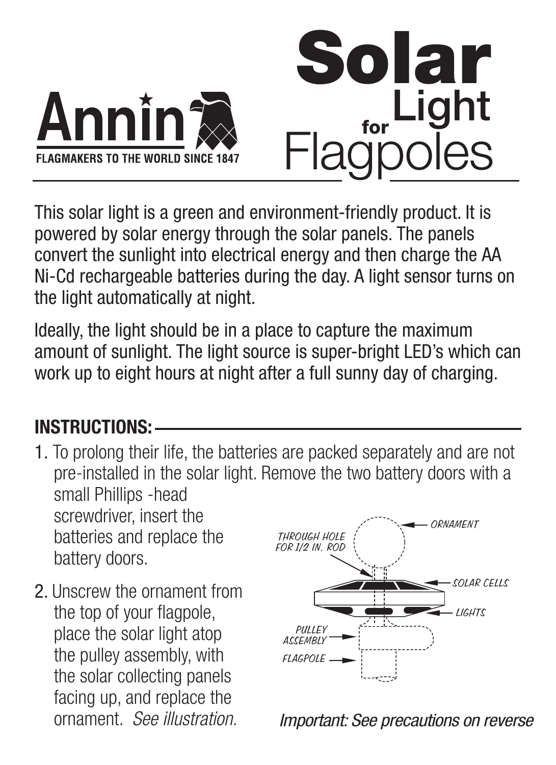**Annin** ★ FLAGMAKERS TO THE WORLD SINCE 1847

# Solar Light for Flagpoles

This solar light is a green and environment-friendly product. It is powered by solar energy through the solar panels. The panels convert the sunlight into electrical energy and then charge the AA Ni-Cd rechargeable batteries during the day. A light sensor turns on the light automatically at night.

Ideally, the light should be in a place to capture the maximum amount of sunlight. The light source is super-bright LED's which can work up to eight hours at night after a full sunny day of charging.

## INSTRUCTIONS:

1. To prolong their life, the batteries are packed separately and are not pre-installed in the solar light. Remove the two battery doors with a small Phillips -head screwdriver, insert the batteries and replace the battery doors.
2. Unscrew the ornament from the top of your flagpole, place the solar light atop the pulley assembly, with the solar collecting panels facing up, and replace the ornament. *See illustration.*

ORNAMENT
THROUGH HOLE FOR 1/2 IN. ROD
SOLAR CELLS
LIGHTS
PULLEY ASSEMBLY
FLAGPOLE

*Important: See precautions on reverse*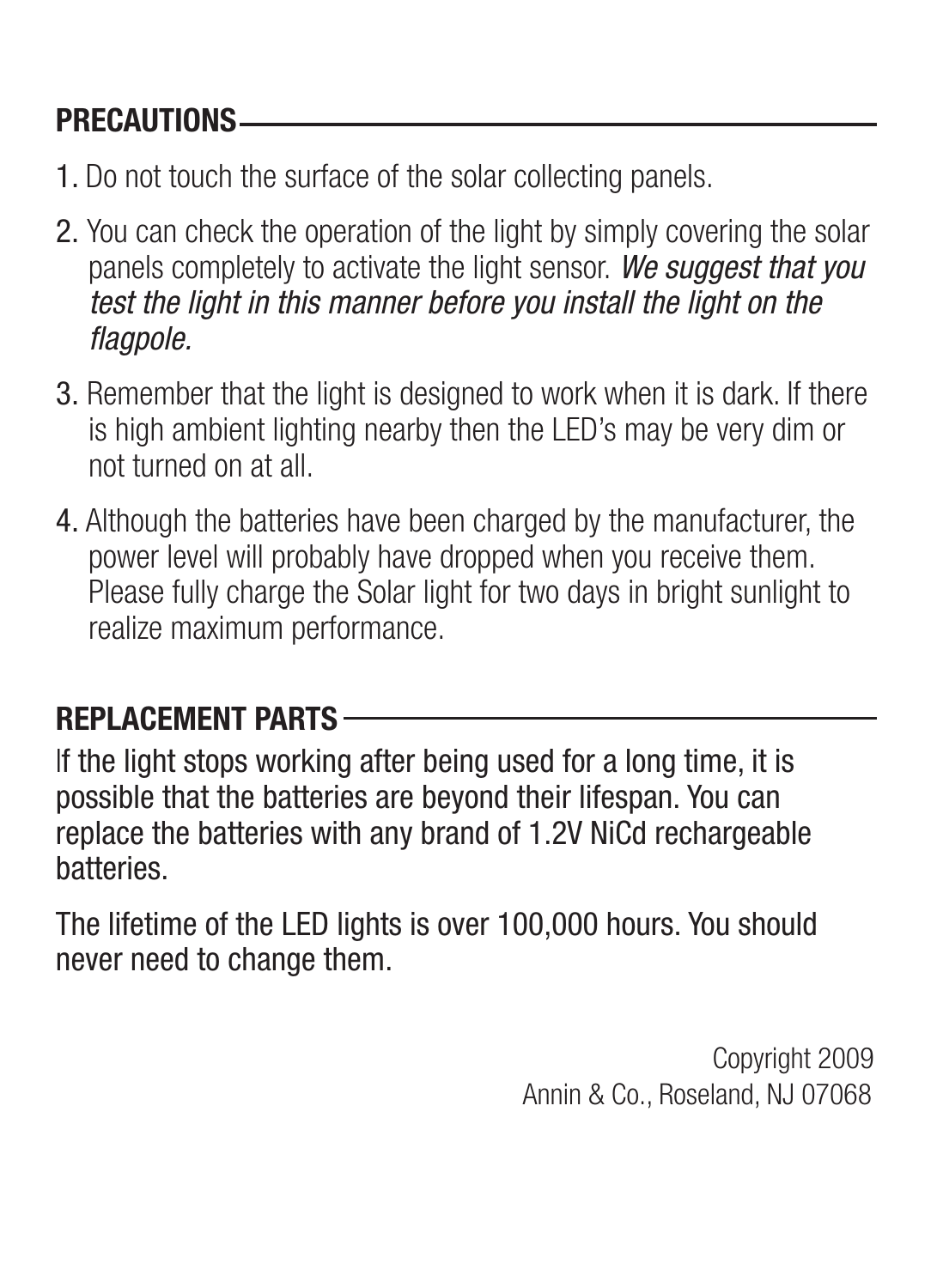## PRECAUTIONS

1. Do not touch the surface of the solar collecting panels.
2. You can check the operation of the light by simply covering the solar panels completely to activate the light sensor. *We suggest that you test the light in this manner before you install the light on the flagpole.*
3. Remember that the light is designed to work when it is dark. If there is high ambient lighting nearby then the LED's may be very dim or not turned on at all.
4. Although the batteries have been charged by the manufacturer, the power level will probably have dropped when you receive them. Please fully charge the Solar light for two days in bright sunlight to realize maximum performance.

## REPLACEMENT PARTS

If the light stops working after being used for a long time, it is possible that the batteries are beyond their lifespan. You can replace the batteries with any brand of 1.2V NiCd rechargeable batteries.

The lifetime of the LED lights is over 100,000 hours. You should never need to change them.

Copyright 2009
Annin & Co., Roseland, NJ 07068